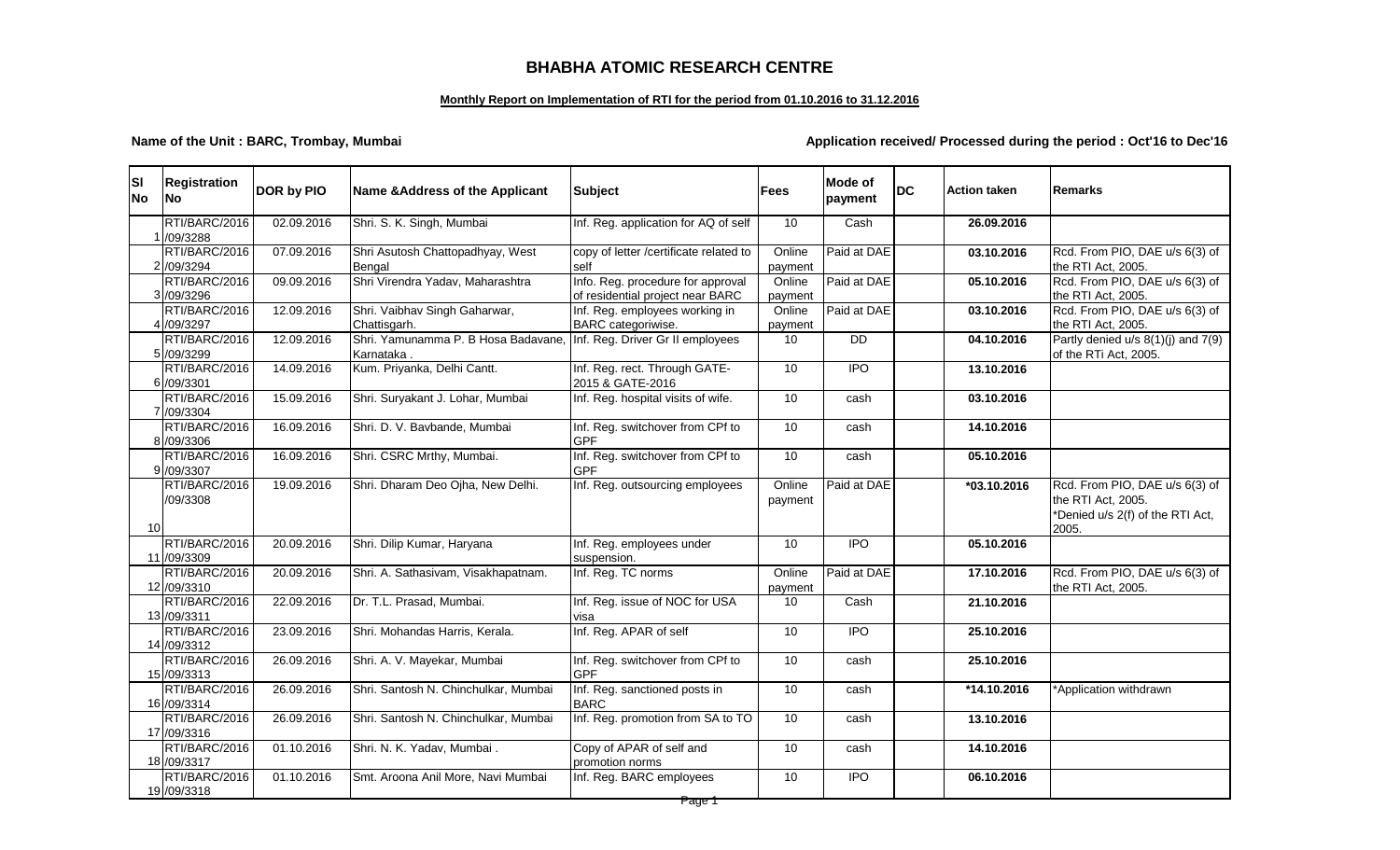# BHABHA ATOMIC RESEARCH CENTRE

**Monthly Report on Implementation of RTI for the period from 01.10.2016 to 31.12.2016**

**Name of the Unit : BARC, Trombay, Mumbai**

**Application received/ Processed during the period : Oct'16 to Dec'16**

| Sl No | Registration No | DOR by PIO | Name &Address of the Applicant | Subject | Fees | Mode of payment | DC | Action taken | Remarks |
|---|---|---|---|---|---|---|---|---|---|
| 1 | RTI/BARC/2016 /09/3288 | 02.09.2016 | Shri. S. K. Singh, Mumbai | Inf. Reg. application for AQ of self | 10 | Cash | | 26.09.2016 | |
| 2 | RTI/BARC/2016 /09/3294 | 07.09.2016 | Shri Asutosh Chattopadhyay, West Bengal | copy of letter /certificate related to self | Online payment | Paid at DAE | | 03.10.2016 | Rcd. From PIO, DAE u/s 6(3) of the RTI Act, 2005. |
| 3 | RTI/BARC/2016 /09/3296 | 09.09.2016 | Shri Virendra Yadav, Maharashtra | Info. Reg. procedure for approval of residential project near BARC | Online payment | Paid at DAE | | 05.10.2016 | Rcd. From PIO, DAE u/s 6(3) of the RTI Act, 2005. |
| 4 | RTI/BARC/2016 /09/3297 | 12.09.2016 | Shri. Vaibhav Singh Gaharwar, Chattisgarh. | Inf. Reg. employees working in BARC categoriwise. | Online payment | Paid at DAE | | 03.10.2016 | Rcd. From PIO, DAE u/s 6(3) of the RTI Act, 2005. |
| 5 | RTI/BARC/2016 /09/3299 | 12.09.2016 | Shri. Yamunamma P. B Hosa Badavane, Karnataka . | Inf. Reg. Driver Gr II employees | 10 | DD | | 04.10.2016 | Partly denied u/s 8(1)(j) and 7(9) of the RTi Act, 2005. |
| 6 | RTI/BARC/2016 /09/3301 | 14.09.2016 | Kum. Priyanka, Delhi Cantt. | Inf. Reg. rect. Through GATE-2015 & GATE-2016 | 10 | IPO | | 13.10.2016 | |
| 7 | RTI/BARC/2016 /09/3304 | 15.09.2016 | Shri. Suryakant J. Lohar, Mumbai | Inf. Reg. hospital visits of wife. | 10 | cash | | 03.10.2016 | |
| 8 | RTI/BARC/2016 /09/3306 | 16.09.2016 | Shri. D. V. Bavbande, Mumbai | Inf. Reg. switchover from CPf to GPF | 10 | cash | | 14.10.2016 | |
| 9 | RTI/BARC/2016 /09/3307 | 16.09.2016 | Shri. CSRC Mrthy, Mumbai. | Inf. Reg. switchover from CPf to GPF | 10 | cash | | 05.10.2016 | |
| 10 | RTI/BARC/2016 /09/3308 | 19.09.2016 | Shri. Dharam Deo Ojha, New Delhi. | Inf. Reg. outsourcing employees | Online payment | Paid at DAE | | *03.10.2016 | Rcd. From PIO, DAE u/s 6(3) of the RTI Act, 2005. *Denied u/s 2(f) of the RTI Act, 2005. |
| 11 | RTI/BARC/2016 /09/3309 | 20.09.2016 | Shri. Dilip Kumar, Haryana | Inf. Reg. employees under suspension. | 10 | IPO | | 05.10.2016 | |
| 12 | RTI/BARC/2016 /09/3310 | 20.09.2016 | Shri. A. Sathasivam, Visakhapatnam. | Inf. Reg. TC norms | Online payment | Paid at DAE | | 17.10.2016 | Rcd. From PIO, DAE u/s 6(3) of the RTI Act, 2005. |
| 13 | RTI/BARC/2016 /09/3311 | 22.09.2016 | Dr. T.L. Prasad, Mumbai. | Inf. Reg. issue of NOC for USA visa | 10 | Cash | | 21.10.2016 | |
| 14 | RTI/BARC/2016 /09/3312 | 23.09.2016 | Shri. Mohandas Harris, Kerala. | Inf. Reg. APAR of self | 10 | IPO | | 25.10.2016 | |
| 15 | RTI/BARC/2016 /09/3313 | 26.09.2016 | Shri. A. V. Mayekar, Mumbai | Inf. Reg. switchover from CPf to GPF | 10 | cash | | 25.10.2016 | |
| 16 | RTI/BARC/2016 /09/3314 | 26.09.2016 | Shri. Santosh N. Chinchulkar, Mumbai | Inf. Reg. sanctioned posts in BARC | 10 | cash | | *14.10.2016 | *Application withdrawn |
| 17 | RTI/BARC/2016 /09/3316 | 26.09.2016 | Shri. Santosh N. Chinchulkar, Mumbai | Inf. Reg. promotion from SA to TO | 10 | cash | | 13.10.2016 | |
| 18 | RTI/BARC/2016 /09/3317 | 01.10.2016 | Shri. N. K. Yadav, Mumbai . | Copy of APAR of self and promotion norms | 10 | cash | | 14.10.2016 | |
| 19 | RTI/BARC/2016 /09/3318 | 01.10.2016 | Smt. Aroona Anil More, Navi Mumbai | Inf. Reg. BARC employees | 10 | IPO | | 06.10.2016 | |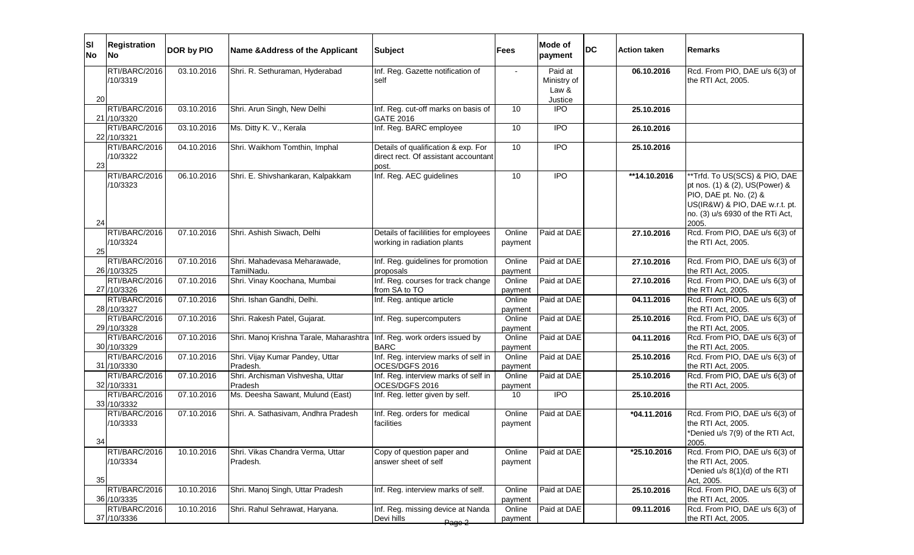| Sl No | Registration No | DOR by PIO | Name &Address of the Applicant | Subject | Fees | Mode of payment | DC | Action taken | Remarks |
|---|---|---|---|---|---|---|---|---|---|
| 20 | RTI/BARC/2016 /10/3319 | 03.10.2016 | Shri. R. Sethuraman, Hyderabad | Inf. Reg. Gazette notification of self | - | Paid at Ministry of Law & Justice | | 06.10.2016 | Rcd. From PIO, DAE u/s 6(3) of the RTI Act, 2005. |
| 21 | RTI/BARC/2016 /10/3320 | 03.10.2016 | Shri. Arun Singh, New Delhi | Inf. Reg. cut-off marks on basis of GATE 2016 | 10 | IPO | | 25.10.2016 | |
| 22 | RTI/BARC/2016 /10/3321 | 03.10.2016 | Ms. Ditty K. V., Kerala | Inf. Reg. BARC employee | 10 | IPO | | 26.10.2016 | |
| 23 | RTI/BARC/2016 /10/3322 | 04.10.2016 | Shri. Waikhom Tomthin, Imphal | Details of qualification & exp. For direct rect. Of assistant accountant post. | 10 | IPO | | 25.10.2016 | |
| 24 | RTI/BARC/2016 /10/3323 | 06.10.2016 | Shri. E. Shivshankaran, Kalpakkam | Inf. Reg. AEC guidelines | 10 | IPO | | **14.10.2016 | **Trfd. To US(SCS) & PIO, DAE pt nos. (1) & (2), US(Power) & PIO, DAE pt. No. (2) & US(IR&W) & PIO, DAE w.r.t. pt. no. (3) u/s 6930 of the RTi Act, 2005. |
| 25 | RTI/BARC/2016 /10/3324 | 07.10.2016 | Shri. Ashish Siwach, Delhi | Details of facililities for employees working in radiation plants | Online payment | Paid at DAE | | 27.10.2016 | Rcd. From PIO, DAE u/s 6(3) of the RTI Act, 2005. |
| 26 | RTI/BARC/2016 /10/3325 | 07.10.2016 | Shri. Mahadevasa Meharawade, TamilNadu. | Inf. Reg. guidelines for promotion proposals | Online payment | Paid at DAE | | 27.10.2016 | Rcd. From PIO, DAE u/s 6(3) of the RTI Act, 2005. |
| 27 | RTI/BARC/2016 /10/3326 | 07.10.2016 | Shri. Vinay Koochana, Mumbai | Inf. Reg. courses for track change from SA to TO | Online payment | Paid at DAE | | 27.10.2016 | Rcd. From PIO, DAE u/s 6(3) of the RTI Act, 2005. |
| 28 | RTI/BARC/2016 /10/3327 | 07.10.2016 | Shri. Ishan Gandhi, Delhi. | Inf. Reg. antique article | Online payment | Paid at DAE | | 04.11.2016 | Rcd. From PIO, DAE u/s 6(3) of the RTI Act, 2005. |
| 29 | RTI/BARC/2016 /10/3328 | 07.10.2016 | Shri. Rakesh Patel, Gujarat. | Inf. Reg. supercomputers | Online payment | Paid at DAE | | 25.10.2016 | Rcd. From PIO, DAE u/s 6(3) of the RTI Act, 2005. |
| 30 | RTI/BARC/2016 /10/3329 | 07.10.2016 | Shri. Manoj Krishna Tarale, Maharashtra | Inf. Reg. work orders issued by BARC | Online payment | Paid at DAE | | 04.11.2016 | Rcd. From PIO, DAE u/s 6(3) of the RTI Act, 2005. |
| 31 | RTI/BARC/2016 /10/3330 | 07.10.2016 | Shri. Vijay Kumar Pandey, Uttar Pradesh. | Inf. Reg. interview marks of self in OCES/DGFS 2016 | Online payment | Paid at DAE | | 25.10.2016 | Rcd. From PIO, DAE u/s 6(3) of the RTI Act, 2005. |
| 32 | RTI/BARC/2016 /10/3331 | 07.10.2016 | Shri. Archisman Vishvesha, Uttar Pradesh | Inf. Reg. interview marks of self in OCES/DGFS 2016 | Online payment | Paid at DAE | | 25.10.2016 | Rcd. From PIO, DAE u/s 6(3) of the RTI Act, 2005. |
| 33 | RTI/BARC/2016 /10/3332 | 07.10.2016 | Ms. Deesha Sawant, Mulund (East) | Inf. Reg. letter given by self. | 10 | IPO | | 25.10.2016 | |
| 34 | RTI/BARC/2016 /10/3333 | 07.10.2016 | Shri. A. Sathasivam, Andhra Pradesh | Inf. Reg. orders for medical facilities | Online payment | Paid at DAE | | *04.11.2016 | Rcd. From PIO, DAE u/s 6(3) of the RTI Act, 2005. *Denied u/s 7(9) of the RTI Act, 2005. |
| 35 | RTI/BARC/2016 /10/3334 | 10.10.2016 | Shri. Vikas Chandra Verma, Uttar Pradesh. | Copy of question paper and answer sheet of self | Online payment | Paid at DAE | | *25.10.2016 | Rcd. From PIO, DAE u/s 6(3) of the RTI Act, 2005. *Denied u/s 8(1)(d) of the RTI Act, 2005. |
| 36 | RTI/BARC/2016 /10/3335 | 10.10.2016 | Shri. Manoj Singh, Uttar Pradesh | Inf. Reg. interview marks of self. | Online payment | Paid at DAE | | 25.10.2016 | Rcd. From PIO, DAE u/s 6(3) of the RTI Act, 2005. |
| 37 | RTI/BARC/2016 /10/3336 | 10.10.2016 | Shri. Rahul Sehrawat, Haryana. | Inf. Reg. missing device at Nanda Devi hills | Online payment | Paid at DAE | | 09.11.2016 | Rcd. From PIO, DAE u/s 6(3) of the RTI Act, 2005. |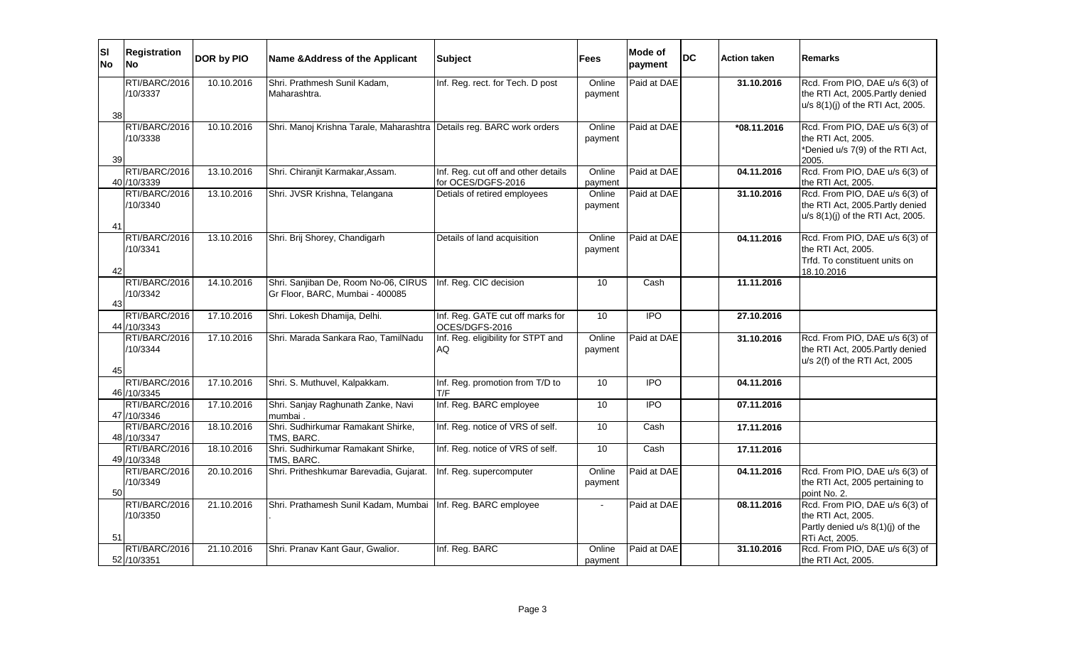| Sl No | Registration No | DOR by PIO | Name &Address of the Applicant | Subject | Fees | Mode of payment | DC | Action taken | Remarks |
|---|---|---|---|---|---|---|---|---|---|
| 38 | RTI/BARC/2016 /10/3337 | 10.10.2016 | Shri. Prathmesh Sunil Kadam, Maharashtra. | Inf. Reg. rect. for Tech. D post | Online payment | Paid at DAE | | 31.10.2016 | Rcd. From PIO, DAE u/s 6(3) of the RTI Act, 2005.Partly denied u/s 8(1)(j) of the RTI Act, 2005. |
| 39 | RTI/BARC/2016 /10/3338 | 10.10.2016 | Shri. Manoj Krishna Tarale, Maharashtra | Details reg. BARC work orders | Online payment | Paid at DAE | | *08.11.2016 | Rcd. From PIO, DAE u/s 6(3) of the RTI Act, 2005. *Denied u/s 7(9) of the RTI Act, 2005. |
| 40 | RTI/BARC/2016 /10/3339 | 13.10.2016 | Shri. Chiranjit Karmakar,Assam. | Inf. Reg. cut off and other details for OCES/DGFS-2016 | Online payment | Paid at DAE | | 04.11.2016 | Rcd. From PIO, DAE u/s 6(3) of the RTI Act, 2005. |
| 41 | RTI/BARC/2016 /10/3340 | 13.10.2016 | Shri. JVSR Krishna, Telangana | Detials of retired employees | Online payment | Paid at DAE | | 31.10.2016 | Rcd. From PIO, DAE u/s 6(3) of the RTI Act, 2005.Partly denied u/s 8(1)(j) of the RTI Act, 2005. |
| 42 | RTI/BARC/2016 /10/3341 | 13.10.2016 | Shri. Brij Shorey, Chandigarh | Details of land acquisition | Online payment | Paid at DAE | | 04.11.2016 | Rcd. From PIO, DAE u/s 6(3) of the RTI Act, 2005. Trfd. To constituent units on 18.10.2016 |
| 43 | RTI/BARC/2016 /10/3342 | 14.10.2016 | Shri. Sanjiban De, Room No-06, CIRUS Gr Floor, BARC, Mumbai - 400085 | Inf. Reg. CIC decision | 10 | Cash | | 11.11.2016 | |
| 44 | RTI/BARC/2016 /10/3343 | 17.10.2016 | Shri. Lokesh Dhamija, Delhi. | Inf. Reg. GATE cut off marks for OCES/DGFS-2016 | 10 | IPO | | 27.10.2016 | |
| 45 | RTI/BARC/2016 /10/3344 | 17.10.2016 | Shri. Marada Sankara Rao, TamilNadu | Inf. Reg. eligibility for STPT and AQ | Online payment | Paid at DAE | | 31.10.2016 | Rcd. From PIO, DAE u/s 6(3) of the RTI Act, 2005.Partly denied u/s 2(f) of the RTI Act, 2005 |
| 46 | RTI/BARC/2016 /10/3345 | 17.10.2016 | Shri. S. Muthuvel, Kalpakkam. | Inf. Reg. promotion from T/D to T/F | 10 | IPO | | 04.11.2016 | |
| 47 | RTI/BARC/2016 /10/3346 | 17.10.2016 | Shri. Sanjay Raghunath Zanke, Navi mumbai . | Inf. Reg. BARC employee | 10 | IPO | | 07.11.2016 | |
| 48 | RTI/BARC/2016 /10/3347 | 18.10.2016 | Shri. Sudhirkumar Ramakant Shirke, TMS, BARC. | Inf. Reg. notice of VRS of self. | 10 | Cash | | 17.11.2016 | |
| 49 | RTI/BARC/2016 /10/3348 | 18.10.2016 | Shri. Sudhirkumar Ramakant Shirke, TMS, BARC. | Inf. Reg. notice of VRS of self. | 10 | Cash | | 17.11.2016 | |
| 50 | RTI/BARC/2016 /10/3349 | 20.10.2016 | Shri. Pritheshkumar Barevadia, Gujarat. | Inf. Reg. supercomputer | Online payment | Paid at DAE | | 04.11.2016 | Rcd. From PIO, DAE u/s 6(3) of the RTI Act, 2005 pertaining to point No. 2. |
| 51 | RTI/BARC/2016 /10/3350 | 21.10.2016 | Shri. Prathamesh Sunil Kadam, Mumbai . | Inf. Reg. BARC employee | - | Paid at DAE | | 08.11.2016 | Rcd. From PIO, DAE u/s 6(3) of the RTI Act, 2005. Partly denied u/s 8(1)(j) of the RTi Act, 2005. |
| 52 | RTI/BARC/2016 /10/3351 | 21.10.2016 | Shri. Pranav Kant Gaur, Gwalior. | Inf. Reg. BARC | Online payment | Paid at DAE | | 31.10.2016 | Rcd. From PIO, DAE u/s 6(3) of the RTI Act, 2005. |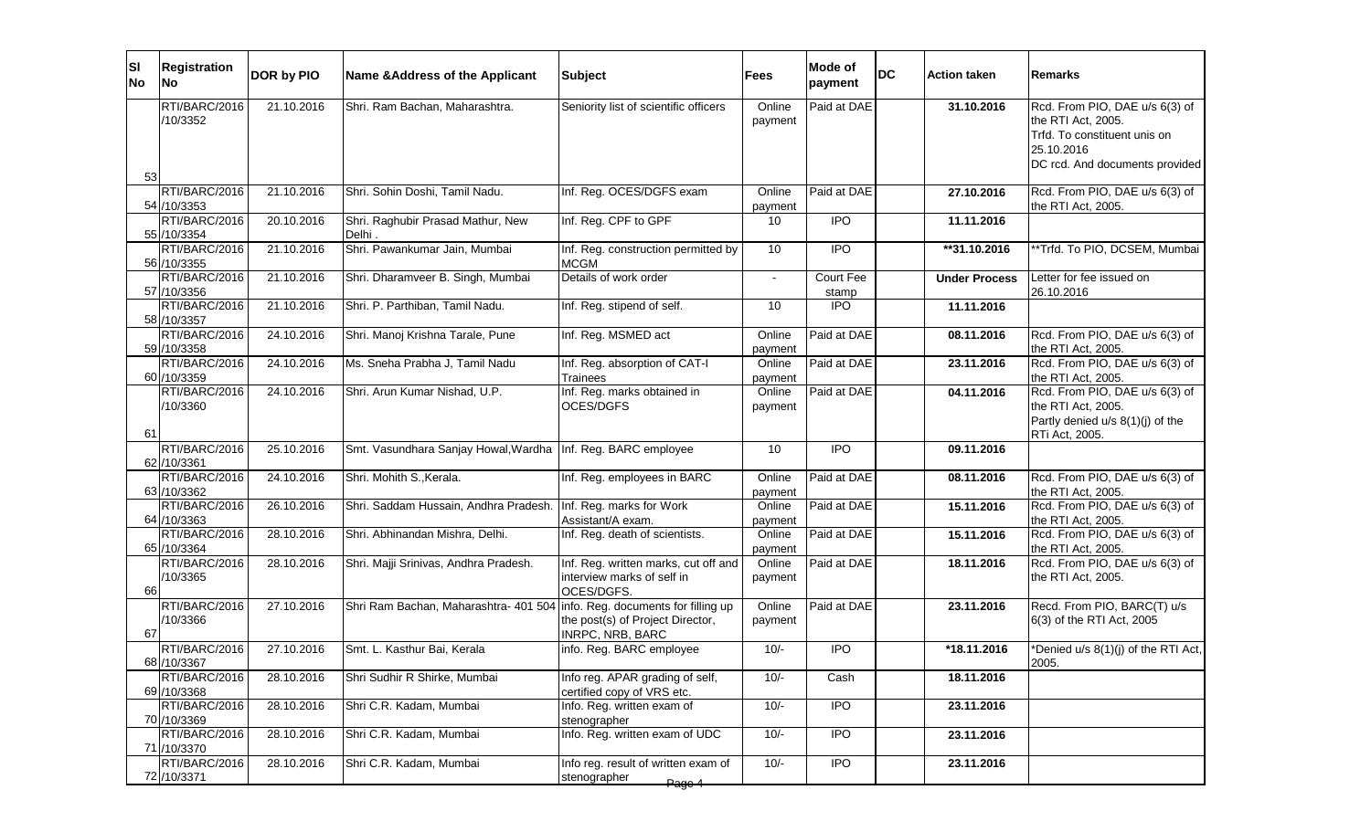| Sl No | Registration No | DOR by PIO | Name &Address of the Applicant | Subject | Fees | Mode of payment | DC | Action taken | Remarks |
|---|---|---|---|---|---|---|---|---|---|
| 53 | RTI/BARC/2016 /10/3352 | 21.10.2016 | Shri. Ram Bachan, Maharashtra. | Seniority list of scientific officers | Online payment | Paid at DAE | | 31.10.2016 | Rcd. From PIO, DAE u/s 6(3) of the RTI Act, 2005. Trfd. To constituent unis on 25.10.2016 DC rcd. And documents provided |
| 54 | RTI/BARC/2016 /10/3353 | 21.10.2016 | Shri. Sohin Doshi, Tamil Nadu. | Inf. Reg. OCES/DGFS exam | Online payment | Paid at DAE | | 27.10.2016 | Rcd. From PIO, DAE u/s 6(3) of the RTI Act, 2005. |
| 55 | RTI/BARC/2016 /10/3354 | 20.10.2016 | Shri. Raghubir Prasad Mathur, New Delhi . | Inf. Reg. CPF to GPF | 10 | IPO | | 11.11.2016 | |
| 56 | RTI/BARC/2016 /10/3355 | 21.10.2016 | Shri. Pawankumar Jain, Mumbai | Inf. Reg. construction permitted by MCGM | 10 | IPO | | **31.10.2016 | **Trfd. To PIO, DCSEM, Mumbai |
| 57 | RTI/BARC/2016 /10/3356 | 21.10.2016 | Shri. Dharamveer B. Singh, Mumbai | Details of work order | - | Court Fee stamp | | Under Process | Letter for fee issued on 26.10.2016 |
| 58 | RTI/BARC/2016 /10/3357 | 21.10.2016 | Shri. P. Parthiban, Tamil Nadu. | Inf. Reg. stipend of self. | 10 | IPO | | 11.11.2016 | |
| 59 | RTI/BARC/2016 /10/3358 | 24.10.2016 | Shri. Manoj Krishna Tarale, Pune | Inf. Reg. MSMED act | Online payment | Paid at DAE | | 08.11.2016 | Rcd. From PIO, DAE u/s 6(3) of the RTI Act, 2005. |
| 60 | RTI/BARC/2016 /10/3359 | 24.10.2016 | Ms. Sneha Prabha J, Tamil Nadu | Inf. Reg. absorption of CAT-I Trainees | Online payment | Paid at DAE | | 23.11.2016 | Rcd. From PIO, DAE u/s 6(3) of the RTI Act, 2005. |
| 61 | RTI/BARC/2016 /10/3360 | 24.10.2016 | Shri. Arun Kumar Nishad, U.P. | Inf. Reg. marks obtained in OCES/DGFS | Online payment | Paid at DAE | | 04.11.2016 | Rcd. From PIO, DAE u/s 6(3) of the RTI Act, 2005. Partly denied u/s 8(1)(j) of the RTi Act, 2005. |
| 62 | RTI/BARC/2016 /10/3361 | 25.10.2016 | Smt. Vasundhara Sanjay Howal,Wardha | Inf. Reg. BARC employee | 10 | IPO | | 09.11.2016 | |
| 63 | RTI/BARC/2016 /10/3362 | 24.10.2016 | Shri. Mohith S.,Kerala. | Inf. Reg. employees in BARC | Online payment | Paid at DAE | | 08.11.2016 | Rcd. From PIO, DAE u/s 6(3) of the RTI Act, 2005. |
| 64 | RTI/BARC/2016 /10/3363 | 26.10.2016 | Shri. Saddam Hussain, Andhra Pradesh. | Inf. Reg. marks for Work Assistant/A exam. | Online payment | Paid at DAE | | 15.11.2016 | Rcd. From PIO, DAE u/s 6(3) of the RTI Act, 2005. |
| 65 | RTI/BARC/2016 /10/3364 | 28.10.2016 | Shri. Abhinandan Mishra, Delhi. | Inf. Reg. death of scientists. | Online payment | Paid at DAE | | 15.11.2016 | Rcd. From PIO, DAE u/s 6(3) of the RTI Act, 2005. |
| 66 | RTI/BARC/2016 /10/3365 | 28.10.2016 | Shri. Majji Srinivas, Andhra Pradesh. | Inf. Reg. written marks, cut off and interview marks of self in OCES/DGFS. | Online payment | Paid at DAE | | 18.11.2016 | Rcd. From PIO, DAE u/s 6(3) of the RTI Act, 2005. |
| 67 | RTI/BARC/2016 /10/3366 | 27.10.2016 | Shri Ram Bachan, Maharashtra- 401 504 | info. Reg. documents for filling up the post(s) of Project Director, INRPC, NRB, BARC | Online payment | Paid at DAE | | 23.11.2016 | Recd. From PIO, BARC(T) u/s 6(3) of the RTI Act, 2005 |
| 68 | RTI/BARC/2016 /10/3367 | 27.10.2016 | Smt. L. Kasthur Bai, Kerala | info. Reg. BARC employee | 10/- | IPO | | *18.11.2016 | *Denied u/s 8(1)(j) of the RTI Act, 2005. |
| 69 | RTI/BARC/2016 /10/3368 | 28.10.2016 | Shri Sudhir R Shirke, Mumbai | Info reg. APAR grading of self, certified copy of VRS etc. | 10/- | Cash | | 18.11.2016 | |
| 70 | RTI/BARC/2016 /10/3369 | 28.10.2016 | Shri C.R. Kadam, Mumbai | Info. Reg. written exam of stenographer | 10/- | IPO | | 23.11.2016 | |
| 71 | RTI/BARC/2016 /10/3370 | 28.10.2016 | Shri C.R. Kadam, Mumbai | Info. Reg. written exam of UDC | 10/- | IPO | | 23.11.2016 | |
| 72 | RTI/BARC/2016 /10/3371 | 28.10.2016 | Shri C.R. Kadam, Mumbai | Info reg. result of written exam of stenographer | 10/- | IPO | | 23.11.2016 | |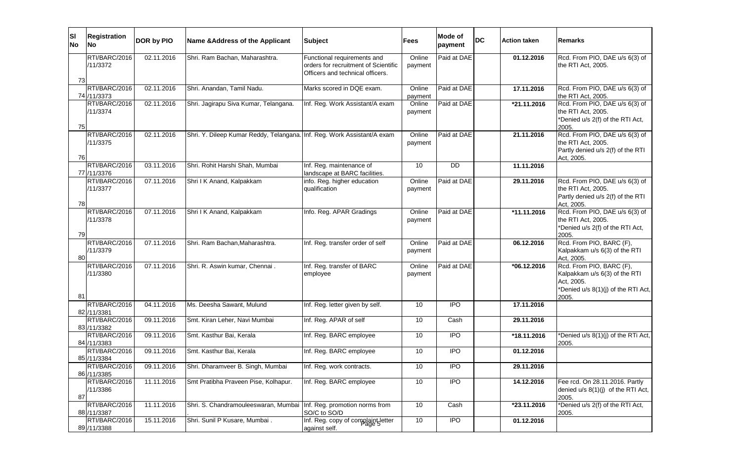| Sl No | Registration No | DOR by PIO | Name &Address of the Applicant | Subject | Fees | Mode of payment | DC | Action taken | Remarks |
|---|---|---|---|---|---|---|---|---|---|
| 73 | RTI/BARC/2016 /11/3372 | 02.11.2016 | Shri. Ram Bachan, Maharashtra. | Functional requirements and orders for recruitment of Scientific Officers and technical officers. | Online payment | Paid at DAE | | 01.12.2016 | Rcd. From PIO, DAE u/s 6(3) of the RTI Act, 2005. |
| 74 | RTI/BARC/2016 /11/3373 | 02.11.2016 | Shri. Anandan, Tamil Nadu. | Marks scored in DQE exam. | Online payment | Paid at DAE | | 17.11.2016 | Rcd. From PIO, DAE u/s 6(3) of the RTI Act, 2005. |
| 75 | RTI/BARC/2016 /11/3374 | 02.11.2016 | Shri. Jagirapu Siva Kumar, Telangana. | Inf. Reg. Work Assistant/A exam | Online payment | Paid at DAE | | *21.11.2016 | Rcd. From PIO, DAE u/s 6(3) of the RTI Act, 2005. *Denied u/s 2(f) of the RTI Act, 2005. |
| 76 | RTI/BARC/2016 /11/3375 | 02.11.2016 | Shri. Y. Dileep Kumar Reddy, Telangana. | Inf. Reg. Work Assistant/A exam | Online payment | Paid at DAE | | 21.11.2016 | Rcd. From PIO, DAE u/s 6(3) of the RTI Act, 2005. Partly denied u/s 2(f) of the RTI Act, 2005. |
| 77 | RTI/BARC/2016 /11/3376 | 03.11.2016 | Shri. Rohit Harshi Shah, Mumbai | Inf. Reg. maintenance of landscape at BARC facilities. | 10 | DD | | 11.11.2016 | |
| 78 | RTI/BARC/2016 /11/3377 | 07.11.2016 | Shri I K Anand, Kalpakkam | info. Reg. higher education qualification | Online payment | Paid at DAE | | 29.11.2016 | Rcd. From PIO, DAE u/s 6(3) of the RTI Act, 2005. Partly denied u/s 2(f) of the RTI Act, 2005. |
| 79 | RTI/BARC/2016 /11/3378 | 07.11.2016 | Shri I K Anand, Kalpakkam | Info. Reg. APAR Gradings | Online payment | Paid at DAE | | *11.11.2016 | Rcd. From PIO, DAE u/s 6(3) of the RTI Act, 2005. *Denied u/s 2(f) of the RTI Act, 2005. |
| 80 | RTI/BARC/2016 /11/3379 | 07.11.2016 | Shri. Ram Bachan,Maharashtra. | Inf. Reg. transfer order of self | Online payment | Paid at DAE | | 06.12.2016 | Rcd. From PIO, BARC (F), Kalpakkam u/s 6(3) of the RTI Act, 2005. |
| 81 | RTI/BARC/2016 /11/3380 | 07.11.2016 | Shri. R. Aswin kumar, Chennai . | Inf. Reg. transfer of BARC employee | Online payment | Paid at DAE | | *06.12.2016 | Rcd. From PIO, BARC (F), Kalpakkam u/s 6(3) of the RTI Act, 2005. *Denied u/s 8(1)(j) of the RTI Act, 2005. |
| 82 | RTI/BARC/2016 /11/3381 | 04.11.2016 | Ms. Deesha Sawant, Mulund | Inf. Reg. letter given by self. | 10 | IPO | | 17.11.2016 | |
| 83 | RTI/BARC/2016 /11/3382 | 09.11.2016 | Smt. Kiran Leher, Navi Mumbai | Inf. Reg. APAR of self | 10 | Cash | | 29.11.2016 | |
| 84 | RTI/BARC/2016 /11/3383 | 09.11.2016 | Smt. Kasthur Bai, Kerala | Inf. Reg. BARC employee | 10 | IPO | | *18.11.2016 | *Denied u/s 8(1)(j) of the RTi Act, 2005. |
| 85 | RTI/BARC/2016 /11/3384 | 09.11.2016 | Smt. Kasthur Bai, Kerala | Inf. Reg. BARC employee | 10 | IPO | | 01.12.2016 | |
| 86 | RTI/BARC/2016 /11/3385 | 09.11.2016 | Shri. Dharamveer B. Singh, Mumbai | Inf. Reg. work contracts. | 10 | IPO | | 29.11.2016 | |
| 87 | RTI/BARC/2016 /11/3386 | 11.11.2016 | Smt Pratibha Praveen Pise, Kolhapur. | Inf. Reg. BARC employee | 10 | IPO | | 14.12.2016 | Fee rcd. On 28.11.2016. Partly denied u/s 8(1)(j) of the RTI Act, 2005. |
| 88 | RTI/BARC/2016 /11/3387 | 11.11.2016 | Shri. S. Chandramouleeswaran, Mumbai . | Inf. Reg. promotion norms from SO/C to SO/D | 10 | Cash | | *23.11.2016 | *Denied u/s 2(f) of the RTI Act, 2005. |
| 89 | RTI/BARC/2016 /11/3388 | 15.11.2016 | Shri. Sunil P Kusare, Mumbai . | Inf. Reg. copy of complaint letter against self. | 10 | IPO | | 01.12.2016 | |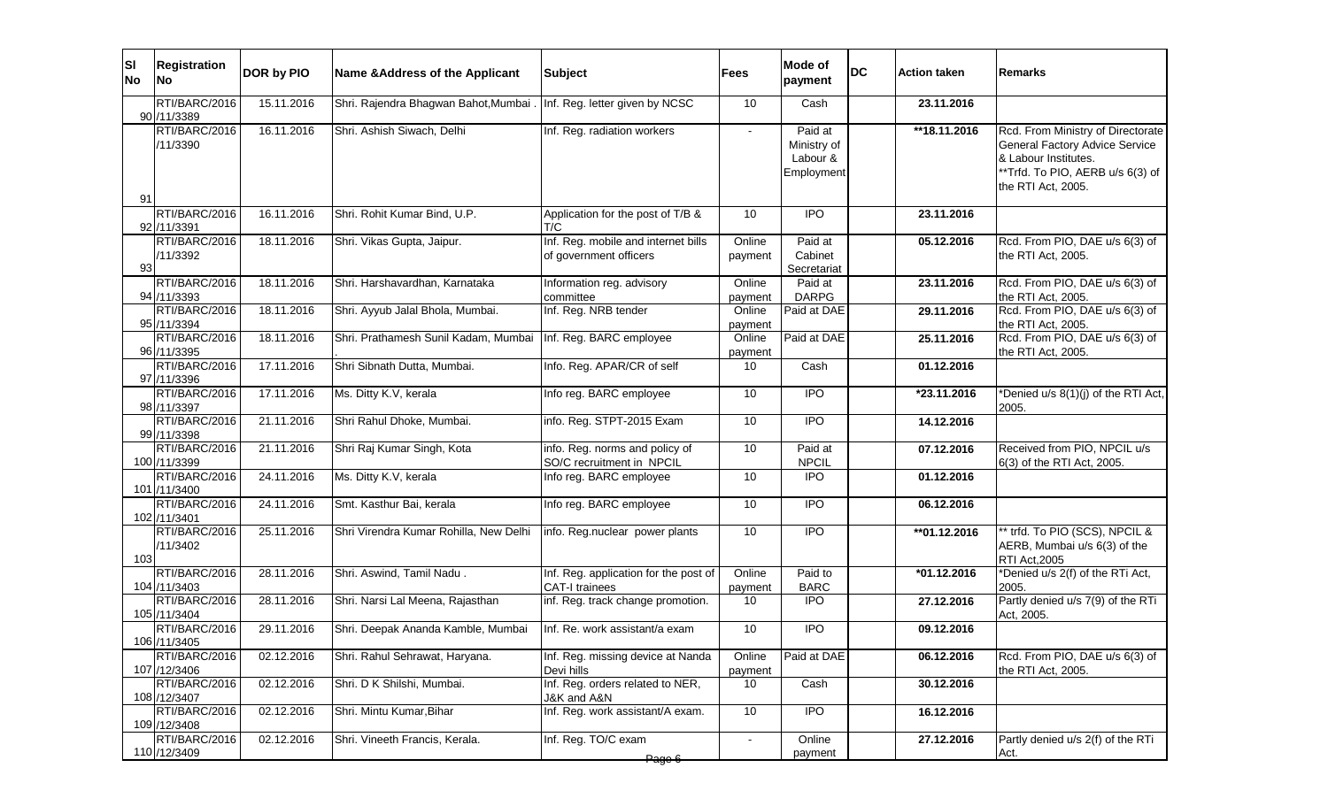| Sl No | Registration No | DOR by PIO | Name &Address of the Applicant | Subject | Fees | Mode of payment | DC | Action taken | Remarks |
|---|---|---|---|---|---|---|---|---|---|
| 90 | RTI/BARC/2016 /11/3389 | 15.11.2016 | Shri. Rajendra Bhagwan Bahot,Mumbai . | Inf. Reg. letter given by NCSC | 10 | Cash | | 23.11.2016 | |
| 91 | RTI/BARC/2016 /11/3390 | 16.11.2016 | Shri. Ashish Siwach, Delhi | Inf. Reg. radiation workers | - | Paid at Ministry of Labour & Employment | | **18.11.2016 | Rcd. From Ministry of Directorate General Factory Advice Service & Labour Institutes. **Trfd. To PIO, AERB u/s 6(3) of the RTI Act, 2005. |
| 92 | RTI/BARC/2016 /11/3391 | 16.11.2016 | Shri. Rohit Kumar Bind, U.P. | Application for the post of T/B & T/C | 10 | IPO | | 23.11.2016 | |
| 93 | RTI/BARC/2016 /11/3392 | 18.11.2016 | Shri. Vikas Gupta, Jaipur. | Inf. Reg. mobile and internet bills of government officers | Online payment | Paid at Cabinet Secretariat | | 05.12.2016 | Rcd. From PIO, DAE u/s 6(3) of the RTI Act, 2005. |
| 94 | RTI/BARC/2016 /11/3393 | 18.11.2016 | Shri. Harshavardhan, Karnataka | Information reg. advisory committee | Online payment | Paid at DARPG | | 23.11.2016 | Rcd. From PIO, DAE u/s 6(3) of the RTI Act, 2005. |
| 95 | RTI/BARC/2016 /11/3394 | 18.11.2016 | Shri. Ayyub Jalal Bhola, Mumbai. | Inf. Reg. NRB tender | Online payment | Paid at DAE | | 29.11.2016 | Rcd. From PIO, DAE u/s 6(3) of the RTI Act, 2005. |
| 96 | RTI/BARC/2016 /11/3395 | 18.11.2016 | Shri. Prathamesh Sunil Kadam, Mumbai . | Inf. Reg. BARC employee | Online payment | Paid at DAE | | 25.11.2016 | Rcd. From PIO, DAE u/s 6(3) of the RTI Act, 2005. |
| 97 | RTI/BARC/2016 /11/3396 | 17.11.2016 | Shri Sibnath Dutta, Mumbai. | Info. Reg. APAR/CR of self | 10 | Cash | | 01.12.2016 | |
| 98 | RTI/BARC/2016 /11/3397 | 17.11.2016 | Ms. Ditty K.V, kerala | Info reg. BARC employee | 10 | IPO | | *23.11.2016 | *Denied u/s 8(1)(j) of the RTI Act, 2005. |
| 99 | RTI/BARC/2016 /11/3398 | 21.11.2016 | Shri Rahul Dhoke, Mumbai. | info. Reg. STPT-2015 Exam | 10 | IPO | | 14.12.2016 | |
| 100 | RTI/BARC/2016 /11/3399 | 21.11.2016 | Shri Raj Kumar Singh, Kota | info. Reg. norms and policy of SO/C recruitment in NPCIL | 10 | Paid at NPCIL | | 07.12.2016 | Received from PIO, NPCIL u/s 6(3) of the RTI Act, 2005. |
| 101 | RTI/BARC/2016 /11/3400 | 24.11.2016 | Ms. Ditty K.V, kerala | Info reg. BARC employee | 10 | IPO | | 01.12.2016 | |
| 102 | RTI/BARC/2016 /11/3401 | 24.11.2016 | Smt. Kasthur Bai, kerala | Info reg. BARC employee | 10 | IPO | | 06.12.2016 | |
| 103 | RTI/BARC/2016 /11/3402 | 25.11.2016 | Shri Virendra Kumar Rohilla, New Delhi | info. Reg.nuclear power plants | 10 | IPO | | **01.12.2016 | ** trfd. To PIO (SCS), NPCIL & AERB, Mumbai u/s 6(3) of the RTI Act,2005 |
| 104 | RTI/BARC/2016 /11/3403 | 28.11.2016 | Shri. Aswind, Tamil Nadu . | Inf. Reg. application for the post of CAT-I trainees | Online payment | Paid to BARC | | *01.12.2016 | *Denied u/s 2(f) of the RTi Act, 2005. |
| 105 | RTI/BARC/2016 /11/3404 | 28.11.2016 | Shri. Narsi Lal Meena, Rajasthan | inf. Reg. track change promotion. | 10 | IPO | | 27.12.2016 | Partly denied u/s 7(9) of the RTi Act, 2005. |
| 106 | RTI/BARC/2016 /11/3405 | 29.11.2016 | Shri. Deepak Ananda Kamble, Mumbai | Inf. Re. work assistant/a exam | 10 | IPO | | 09.12.2016 | |
| 107 | RTI/BARC/2016 /12/3406 | 02.12.2016 | Shri. Rahul Sehrawat, Haryana. | Inf. Reg. missing device at Nanda Devi hills | Online payment | Paid at DAE | | 06.12.2016 | Rcd. From PIO, DAE u/s 6(3) of the RTI Act, 2005. |
| 108 | RTI/BARC/2016 /12/3407 | 02.12.2016 | Shri. D K Shilshi, Mumbai. | Inf. Reg. orders related to NER, J&K and A&N | 10 | Cash | | 30.12.2016 | |
| 109 | RTI/BARC/2016 /12/3408 | 02.12.2016 | Shri. Mintu Kumar,Bihar | Inf. Reg. work assistant/A exam. | 10 | IPO | | 16.12.2016 | |
| 110 | RTI/BARC/2016 /12/3409 | 02.12.2016 | Shri. Vineeth Francis, Kerala. | Inf. Reg. TO/C exam | - | Online payment | | 27.12.2016 | Partly denied u/s 2(f) of the RTi Act. |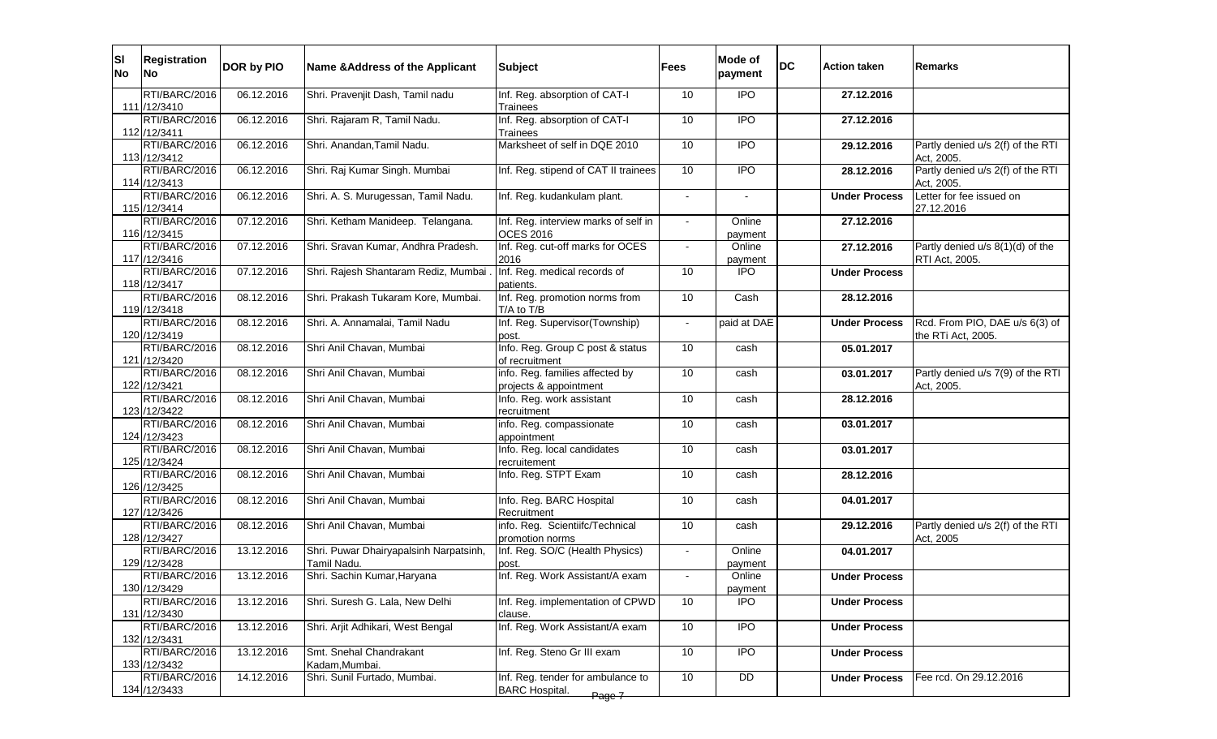| Sl No | Registration No | DOR by PIO | Name &Address of the Applicant | Subject | Fees | Mode of payment | DC | Action taken | Remarks |
|---|---|---|---|---|---|---|---|---|---|
| 111 | RTI/BARC/2016 /12/3410 | 06.12.2016 | Shri. Pravenjit Dash, Tamil nadu | Inf. Reg. absorption of CAT-I Trainees | 10 | IPO | | 27.12.2016 | |
| 112 | RTI/BARC/2016 /12/3411 | 06.12.2016 | Shri. Rajaram R, Tamil Nadu. | Inf. Reg. absorption of CAT-I Trainees | 10 | IPO | | 27.12.2016 | |
| 113 | RTI/BARC/2016 /12/3412 | 06.12.2016 | Shri. Anandan,Tamil Nadu. | Marksheet of self in DQE 2010 | 10 | IPO | | 29.12.2016 | Partly denied u/s 2(f) of the RTI Act, 2005. |
| 114 | RTI/BARC/2016 /12/3413 | 06.12.2016 | Shri. Raj Kumar Singh. Mumbai | Inf. Reg. stipend of CAT II trainees | 10 | IPO | | 28.12.2016 | Partly denied u/s 2(f) of the RTI Act, 2005. |
| 115 | RTI/BARC/2016 /12/3414 | 06.12.2016 | Shri. A. S. Murugessan, Tamil Nadu. | Inf. Reg. kudankulam plant. | - | - | | Under Process | Letter for fee issued on 27.12.2016 |
| 116 | RTI/BARC/2016 /12/3415 | 07.12.2016 | Shri. Ketham Manideep. Telangana. | Inf. Reg. interview marks of self in OCES 2016 | - | Online payment | | 27.12.2016 | |
| 117 | RTI/BARC/2016 /12/3416 | 07.12.2016 | Shri. Sravan Kumar, Andhra Pradesh. | Inf. Reg. cut-off marks for OCES 2016 | - | Online payment | | 27.12.2016 | Partly denied u/s 8(1)(d) of the RTI Act, 2005. |
| 118 | RTI/BARC/2016 /12/3417 | 07.12.2016 | Shri. Rajesh Shantaram Rediz, Mumbai . | Inf. Reg. medical records of patients. | 10 | IPO | | Under Process | |
| 119 | RTI/BARC/2016 /12/3418 | 08.12.2016 | Shri. Prakash Tukaram Kore, Mumbai. | Inf. Reg. promotion norms from T/A to T/B | 10 | Cash | | 28.12.2016 | |
| 120 | RTI/BARC/2016 /12/3419 | 08.12.2016 | Shri. A. Annamalai, Tamil Nadu | Inf. Reg. Supervisor(Township) post. | - | paid at DAE | | Under Process | Rcd. From PIO, DAE u/s 6(3) of the RTi Act, 2005. |
| 121 | RTI/BARC/2016 /12/3420 | 08.12.2016 | Shri Anil Chavan, Mumbai | Info. Reg. Group C post & status of recruitment | 10 | cash | | 05.01.2017 | |
| 122 | RTI/BARC/2016 /12/3421 | 08.12.2016 | Shri Anil Chavan, Mumbai | info. Reg. families affected by projects & appointment | 10 | cash | | 03.01.2017 | Partly denied u/s 7(9) of the RTI Act, 2005. |
| 123 | RTI/BARC/2016 /12/3422 | 08.12.2016 | Shri Anil Chavan, Mumbai | Info. Reg. work assistant recruitment | 10 | cash | | 28.12.2016 | |
| 124 | RTI/BARC/2016 /12/3423 | 08.12.2016 | Shri Anil Chavan, Mumbai | info. Reg. compassionate appointment | 10 | cash | | 03.01.2017 | |
| 125 | RTI/BARC/2016 /12/3424 | 08.12.2016 | Shri Anil Chavan, Mumbai | Info. Reg. local candidates recruitement | 10 | cash | | 03.01.2017 | |
| 126 | RTI/BARC/2016 /12/3425 | 08.12.2016 | Shri Anil Chavan, Mumbai | Info. Reg. STPT Exam | 10 | cash | | 28.12.2016 | |
| 127 | RTI/BARC/2016 /12/3426 | 08.12.2016 | Shri Anil Chavan, Mumbai | Info. Reg. BARC Hospital Recruitment | 10 | cash | | 04.01.2017 | |
| 128 | RTI/BARC/2016 /12/3427 | 08.12.2016 | Shri Anil Chavan, Mumbai | info. Reg. Scientiifc/Technical promotion norms | 10 | cash | | 29.12.2016 | Partly denied u/s 2(f) of the RTI Act, 2005 |
| 129 | RTI/BARC/2016 /12/3428 | 13.12.2016 | Shri. Puwar Dhairyapalsinh Narpatsinh, Tamil Nadu. | Inf. Reg. SO/C (Health Physics) post. | - | Online payment | | 04.01.2017 | |
| 130 | RTI/BARC/2016 /12/3429 | 13.12.2016 | Shri. Sachin Kumar,Haryana | Inf. Reg. Work Assistant/A exam | - | Online payment | | Under Process | |
| 131 | RTI/BARC/2016 /12/3430 | 13.12.2016 | Shri. Suresh G. Lala, New Delhi | Inf. Reg. implementation of CPWD clause. | 10 | IPO | | Under Process | |
| 132 | RTI/BARC/2016 /12/3431 | 13.12.2016 | Shri. Arjit Adhikari, West Bengal | Inf. Reg. Work Assistant/A exam | 10 | IPO | | Under Process | |
| 133 | RTI/BARC/2016 /12/3432 | 13.12.2016 | Smt. Snehal Chandrakant Kadam,Mumbai. | Inf. Reg. Steno Gr III exam | 10 | IPO | | Under Process | |
| 134 | RTI/BARC/2016 /12/3433 | 14.12.2016 | Shri. Sunil Furtado, Mumbai. | Inf. Reg. tender for ambulance to BARC Hospital. | 10 | DD | | Under Process | Fee rcd. On 29.12.2016 |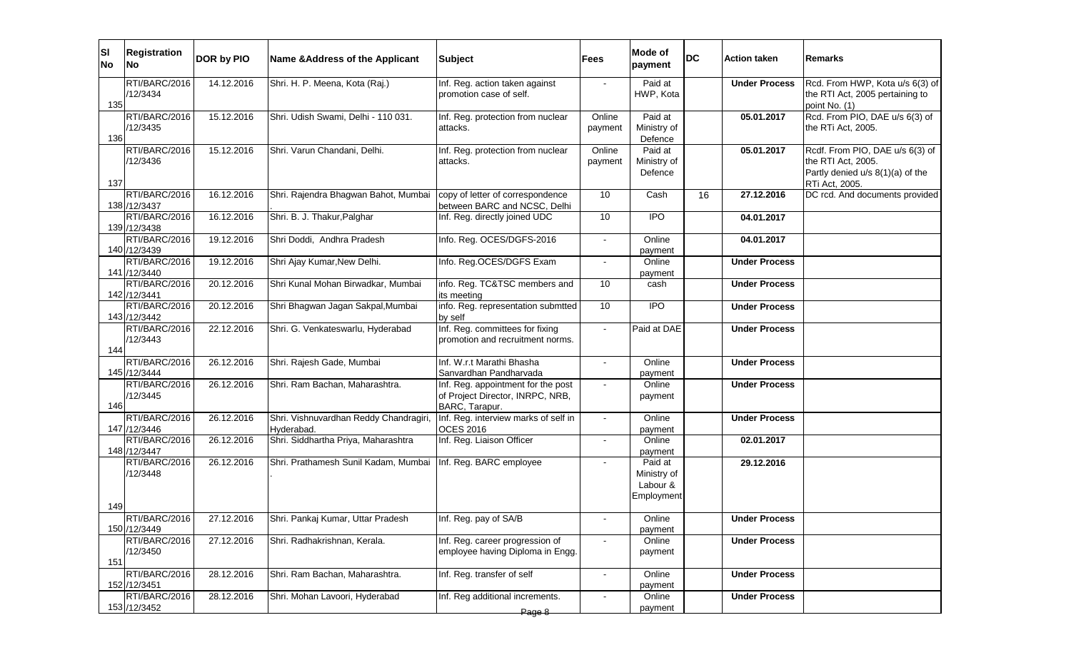| Sl No | Registration No | DOR by PIO | Name &Address of the Applicant | Subject | Fees | Mode of payment | DC | Action taken | Remarks |
|---|---|---|---|---|---|---|---|---|---|
| 135 | RTI/BARC/2016 /12/3434 | 14.12.2016 | Shri. H. P. Meena, Kota (Raj.) | Inf. Reg. action taken against promotion case of self. | - | Paid at HWP, Kota | | **Under Process** | Rcd. From HWP, Kota u/s 6(3) of the RTI Act, 2005 pertaining to point No. (1) |
| 136 | RTI/BARC/2016 /12/3435 | 15.12.2016 | Shri. Udish Swami, Delhi - 110 031. | Inf. Reg. protection from nuclear attacks. | Online payment | Paid at Ministry of Defence | | **05.01.2017** | Rcd. From PIO, DAE u/s 6(3) of the RTi Act, 2005. |
| 137 | RTI/BARC/2016 /12/3436 | 15.12.2016 | Shri. Varun Chandani, Delhi. | Inf. Reg. protection from nuclear attacks. | Online payment | Paid at Ministry of Defence | | **05.01.2017** | Rcdf. From PIO, DAE u/s 6(3) of the RTi Act, 2005. Partly denied u/s 8(1)(a) of the RTi Act, 2005. |
| 138 | RTI/BARC/2016 /12/3437 | 16.12.2016 | Shri. Rajendra Bhagwan Bahot, Mumbai. | copy of letter of correspondence between BARC and NCSC, Delhi | 10 | Cash | 16 | **27.12.2016** | DC rcd. And documents provided |
| 139 | RTI/BARC/2016 /12/3438 | 16.12.2016 | Shri. B. J. Thakur,Palghar | Inf. Reg. directly joined UDC | 10 | IPO | | **04.01.2017** | |
| 140 | RTI/BARC/2016 /12/3439 | 19.12.2016 | Shri Doddi, Andhra Pradesh | Info. Reg. OCES/DGFS-2016 | - | Online payment | | **04.01.2017** | |
| 141 | RTI/BARC/2016 /12/3440 | 19.12.2016 | Shri Ajay Kumar,New Delhi. | Info. Reg.OCES/DGFS Exam | - | Online payment | | **Under Process** | |
| 142 | RTI/BARC/2016 /12/3441 | 20.12.2016 | Shri Kunal Mohan Birwadkar, Mumbai | info. Reg. TC&TSC members and its meeting | 10 | cash | | **Under Process** | |
| 143 | RTI/BARC/2016 /12/3442 | 20.12.2016 | Shri Bhagwan Jagan Sakpal,Mumbai | info. Reg. representation submtted by self | 10 | IPO | | **Under Process** | |
| 144 | RTI/BARC/2016 /12/3443 | 22.12.2016 | Shri. G. Venkateswarlu, Hyderabad | Inf. Reg. committees for fixing promotion and recruitment norms. | - | Paid at DAE | | **Under Process** | |
| 145 | RTI/BARC/2016 /12/3444 | 26.12.2016 | Shri. Rajesh Gade, Mumbai | Inf. W.r.t Marathi Bhasha Sanvardhan Pandharvada | - | Online payment | | **Under Process** | |
| 146 | RTI/BARC/2016 /12/3445 | 26.12.2016 | Shri. Ram Bachan, Maharashtra. | Inf. Reg. appointment for the post of Project Director, INRPC, NRB, BARC, Tarapur. | - | Online payment | | **Under Process** | |
| 147 | RTI/BARC/2016 /12/3446 | 26.12.2016 | Shri. Vishnuvardhan Reddy Chandragiri, Hyderabad. | Inf. Reg. interview marks of self in OCES 2016 | - | Online payment | | **Under Process** | |
| 148 | RTI/BARC/2016 /12/3447 | 26.12.2016 | Shri. Siddhartha Priya, Maharashtra | Inf. Reg. Liaison Officer | - | Online payment | | **02.01.2017** | |
| 149 | RTI/BARC/2016 /12/3448 | 26.12.2016 | Shri. Prathamesh Sunil Kadam, Mumbai. | Inf. Reg. BARC employee | - | Paid at Ministry of Labour & Employment | | **29.12.2016** | |
| 150 | RTI/BARC/2016 /12/3449 | 27.12.2016 | Shri. Pankaj Kumar, Uttar Pradesh | Inf. Reg. pay of SA/B | - | Online payment | | **Under Process** | |
| 151 | RTI/BARC/2016 /12/3450 | 27.12.2016 | Shri. Radhakrishnan, Kerala. | Inf. Reg. career progression of employee having Diploma in Engg. | - | Online payment | | **Under Process** | |
| 152 | RTI/BARC/2016 /12/3451 | 28.12.2016 | Shri. Ram Bachan, Maharashtra. | Inf. Reg. transfer of self | - | Online payment | | **Under Process** | |
| 153 | RTI/BARC/2016 /12/3452 | 28.12.2016 | Shri. Mohan Lavoori, Hyderabad | Inf. Reg additional increments. | - | Online payment | | **Under Process** | |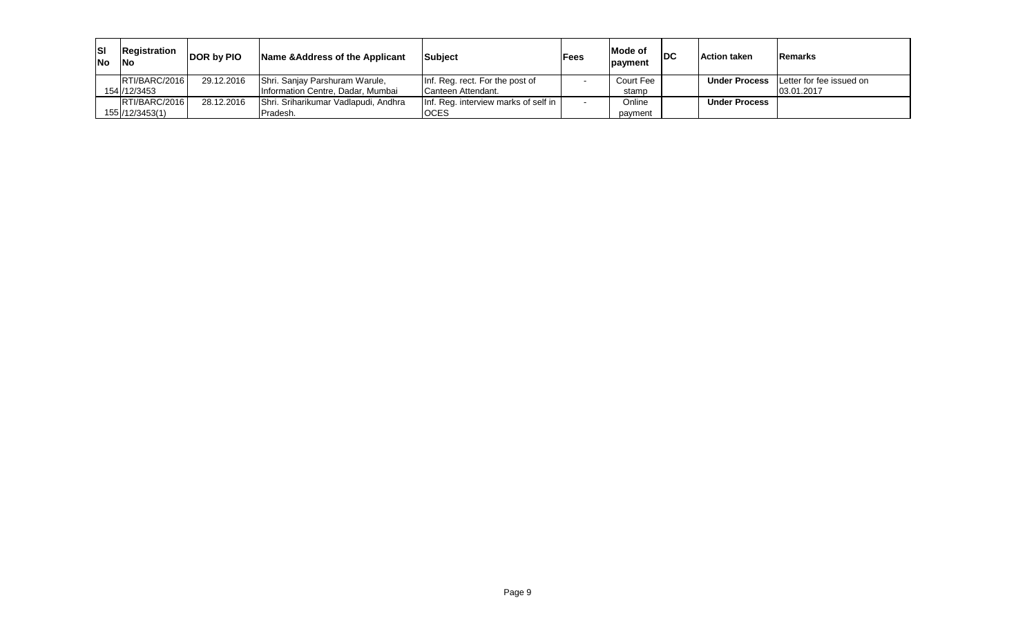| Sl No | Registration No | DOR by PIO | Name &Address of the Applicant | Subject | Fees | Mode of payment | DC | Action taken | Remarks |
|---|---|---|---|---|---|---|---|---|---|
| 154 | RTI/BARC/2016 /12/3453 | 29.12.2016 | Shri. Sanjay Parshuram Warule, Information Centre, Dadar, Mumbai | Inf. Reg. rect. For the post of Canteen Attendant. | - | Court Fee stamp | | **Under Process** | Letter for fee issued on 03.01.2017 |
| 155 | RTI/BARC/2016 /12/3453(1) | 28.12.2016 | Shri. Sriharikumar Vadlapudi, Andhra Pradesh. | Inf. Reg. interview marks of self in OCES | - | Online payment | | **Under Process** | |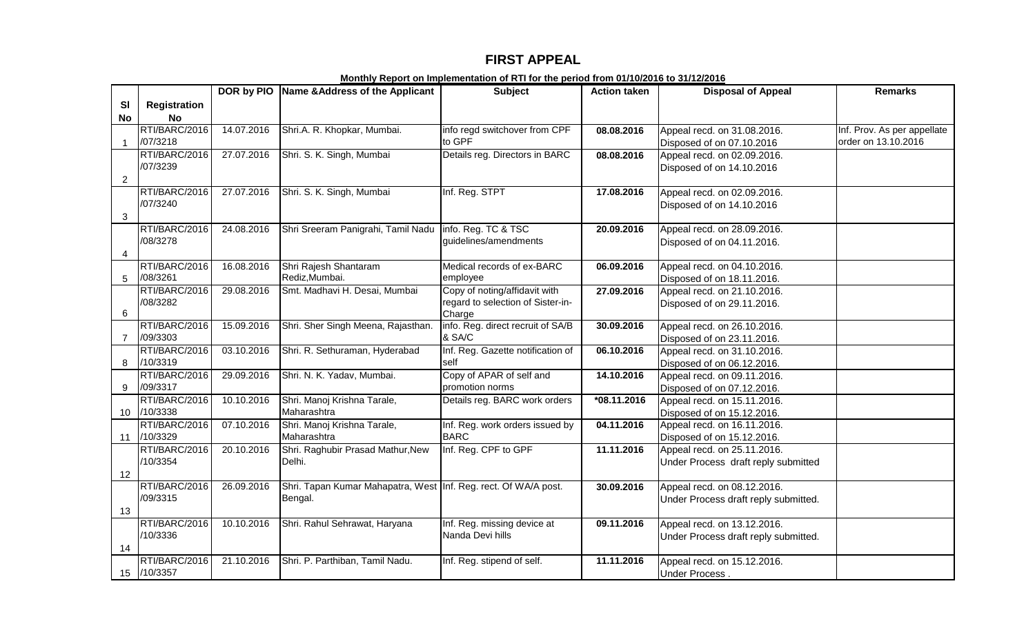# FIRST APPEAL

**Monthly Report on Implementation of RTI for the period from 01/10/2016 to 31/12/2016**

| Sl No | Registration No | DOR by PIO | Name &Address of the Applicant | Subject | Action taken | Disposal of Appeal | Remarks |
|---|---|---|---|---|---|---|---|
| 1 | RTI/BARC/2016/07/3218 | 14.07.2016 | Shri.A. R. Khopkar, Mumbai. | info regd switchover from CPF to GPF | **08.08.2016** | Appeal recd. on 31.08.2016. Disposed of on 07.10.2016 | Inf. Prov. As per appellate order on 13.10.2016 |
| 2 | RTI/BARC/2016/07/3239 | 27.07.2016 | Shri. S. K. Singh, Mumbai | Details reg. Directors in BARC | **08.08.2016** | Appeal recd. on 02.09.2016. Disposed of on 14.10.2016 | |
| 3 | RTI/BARC/2016/07/3240 | 27.07.2016 | Shri. S. K. Singh, Mumbai | Inf. Reg. STPT | **17.08.2016** | Appeal recd. on 02.09.2016. Disposed of on 14.10.2016 | |
| 4 | RTI/BARC/2016/08/3278 | 24.08.2016 | Shri Sreeram Panigrahi, Tamil Nadu | info. Reg. TC & TSC guidelines/amendments | **20.09.2016** | Appeal recd. on 28.09.2016. Disposed of on 04.11.2016. | |
| 5 | RTI/BARC/2016/08/3261 | 16.08.2016 | Shri Rajesh Shantaram Rediz,Mumbai. | Medical records of ex-BARC employee | **06.09.2016** | Appeal recd. on 04.10.2016. Disposed of on 18.11.2016. | |
| 6 | RTI/BARC/2016/08/3282 | 29.08.2016 | Smt. Madhavi H. Desai, Mumbai | Copy of noting/affidavit with regard to selection of Sister-in-Charge | **27.09.2016** | Appeal recd. on 21.10.2016. Disposed of on 29.11.2016. | |
| 7 | RTI/BARC/2016/09/3303 | 15.09.2016 | Shri. Sher Singh Meena, Rajasthan. | info. Reg. direct recruit of SA/B & SA/C | **30.09.2016** | Appeal recd. on 26.10.2016. Disposed of on 23.11.2016. | |
| 8 | RTI/BARC/2016/10/3319 | 03.10.2016 | Shri. R. Sethuraman, Hyderabad | Inf. Reg. Gazette notification of self | **06.10.2016** | Appeal recd. on 31.10.2016. Disposed of on 06.12.2016. | |
| 9 | RTI/BARC/2016/09/3317 | 29.09.2016 | Shri. N. K. Yadav, Mumbai. | Copy of APAR of self and promotion norms | **14.10.2016** | Appeal recd. on 09.11.2016. Disposed of on 07.12.2016. | |
| 10 | RTI/BARC/2016/10/3338 | 10.10.2016 | Shri. Manoj Krishna Tarale, Maharashtra | Details reg. BARC work orders | **\*08.11.2016** | Appeal recd. on 15.11.2016. Disposed of on 15.12.2016. | |
| 11 | RTI/BARC/2016/10/3329 | 07.10.2016 | Shri. Manoj Krishna Tarale, Maharashtra | Inf. Reg. work orders issued by BARC | **04.11.2016** | Appeal recd. on 16.11.2016. Disposed of on 15.12.2016. | |
| 12 | RTI/BARC/2016/10/3354 | 20.10.2016 | Shri. Raghubir Prasad Mathur,New Delhi. | Inf. Reg. CPF to GPF | **11.11.2016** | Appeal recd. on 25.11.2016. Under Process draft reply submitted | |
| 13 | RTI/BARC/2016/09/3315 | 26.09.2016 | Shri. Tapan Kumar Mahapatra, West Bengal. | Inf. Reg. rect. Of WA/A post. | **30.09.2016** | Appeal recd. on 08.12.2016. Under Process draft reply submitted. | |
| 14 | RTI/BARC/2016/10/3336 | 10.10.2016 | Shri. Rahul Sehrawat, Haryana | Inf. Reg. missing device at Nanda Devi hills | **09.11.2016** | Appeal recd. on 13.12.2016. Under Process draft reply submitted. | |
| 15 | RTI/BARC/2016/10/3357 | 21.10.2016 | Shri. P. Parthiban, Tamil Nadu. | Inf. Reg. stipend of self. | **11.11.2016** | Appeal recd. on 15.12.2016. Under Process . | |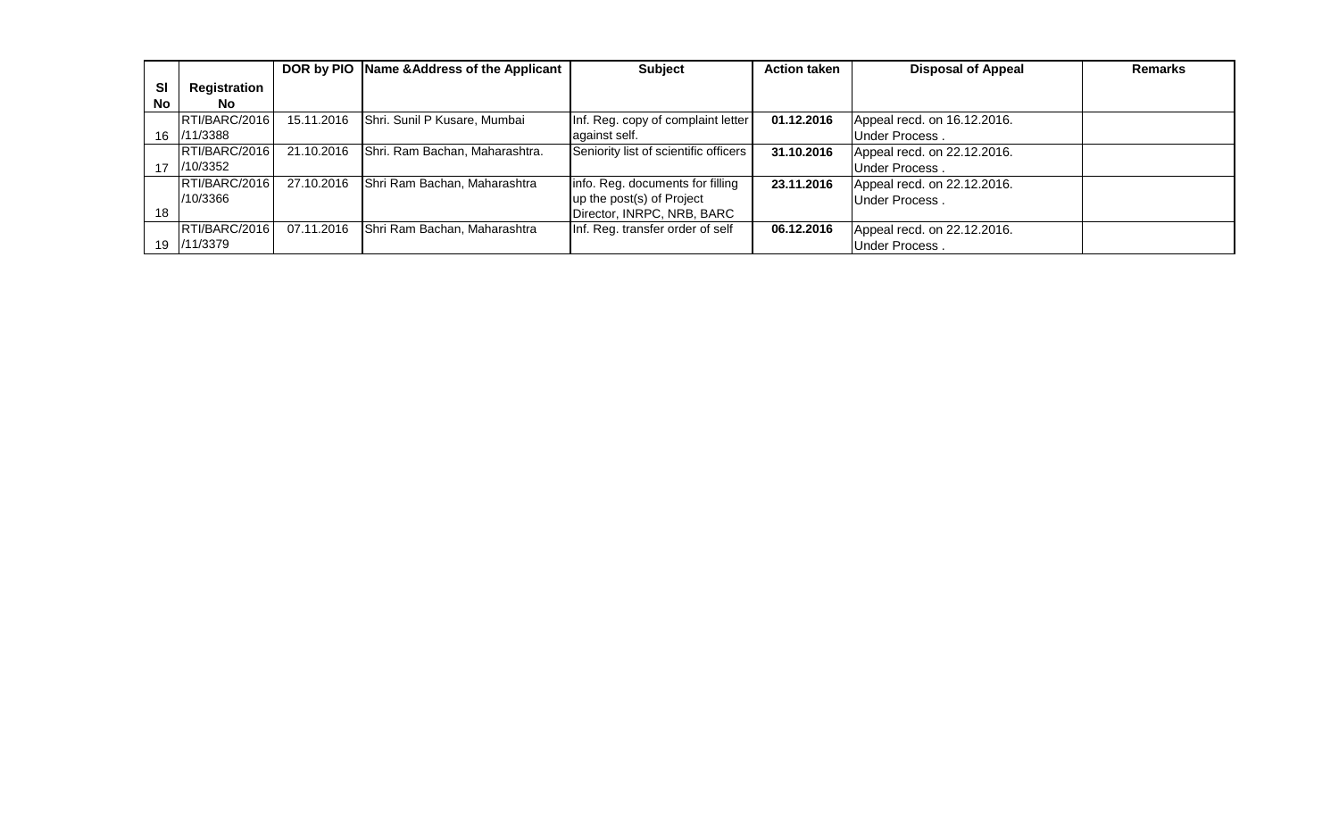| Sl No | Registration No | DOR by PIO | Name &Address of the Applicant | Subject | Action taken | Disposal of Appeal | Remarks |
|---|---|---|---|---|---|---|---|
| 16 | RTI/BARC/2016/11/3388 | 15.11.2016 | Shri. Sunil P Kusare, Mumbai | Inf. Reg. copy of complaint letter against self. | **01.12.2016** | Appeal recd. on 16.12.2016. Under Process . | |
| 17 | RTI/BARC/2016/10/3352 | 21.10.2016 | Shri. Ram Bachan, Maharashtra. | Seniority list of scientific officers | **31.10.2016** | Appeal recd. on 22.12.2016. Under Process . | |
| 18 | RTI/BARC/2016/10/3366 | 27.10.2016 | Shri Ram Bachan, Maharashtra | info. Reg. documents for filling up the post(s) of Project Director, INRPC, NRB, BARC | **23.11.2016** | Appeal recd. on 22.12.2016. Under Process . | |
| 19 | RTI/BARC/2016/11/3379 | 07.11.2016 | Shri Ram Bachan, Maharashtra | Inf. Reg. transfer order of self | **06.12.2016** | Appeal recd. on 22.12.2016. Under Process . | |